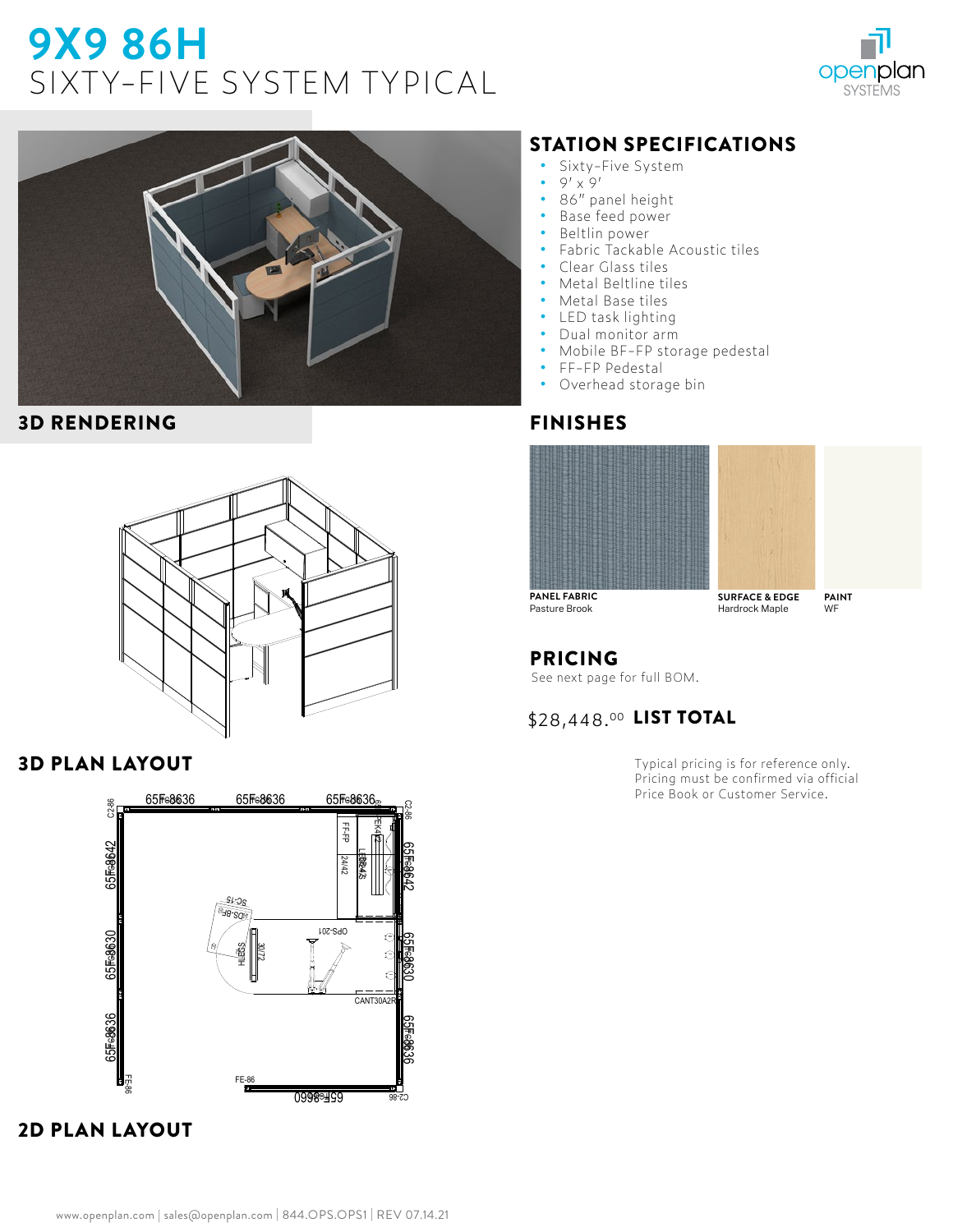# 9X9 86H

## SIXTY-FIVE SYSTEM TYPICAL

openplan SYSTEMS

**3D RENDERING**

## STATION SPECIFICATIONS

- Sixty-Five System
- 9′ x 9′
- 86″ panel height
- Base feed power
- Beltlin power
- Fabric Tackable Acoustic tiles
- Clear Glass tiles
- Metal Beltline tiles
- Metal Base tiles
- LED task lighting
- Dual monitor arm
- Mobile BF-FP storage pedestal
- FF-FP Pedestal
- Overhead storage bin

## FINISHES

**PANEL FABRIC**
Pasture Brook

**SURFACE & EDGE**
Hardrock Maple

**PAINT**
WF

## PRICING

See next page for full BOM.

$28,448.00 **LIST TOTAL**

Typical pricing is for reference only. Pricing must be confirmed via official Price Book or Customer Service.

**3D PLAN LAYOUT**

65F86636 65F86636 65F86636 C2-86 C2-86 65F86642 65F86630 65F86636 FE-86 FF-FP 24/42 EK42 LED2436 OH2436 SC-15 BDS-BF 30 HB36 3072 OPS-201 CANT30A2R 65F86642 65F86630 65F86636 FE-86 65F86660 C2-86

**2D PLAN LAYOUT**

www.openplan.com | sales@openplan.com | 844.OPS.OPS1 | REV 07.14.21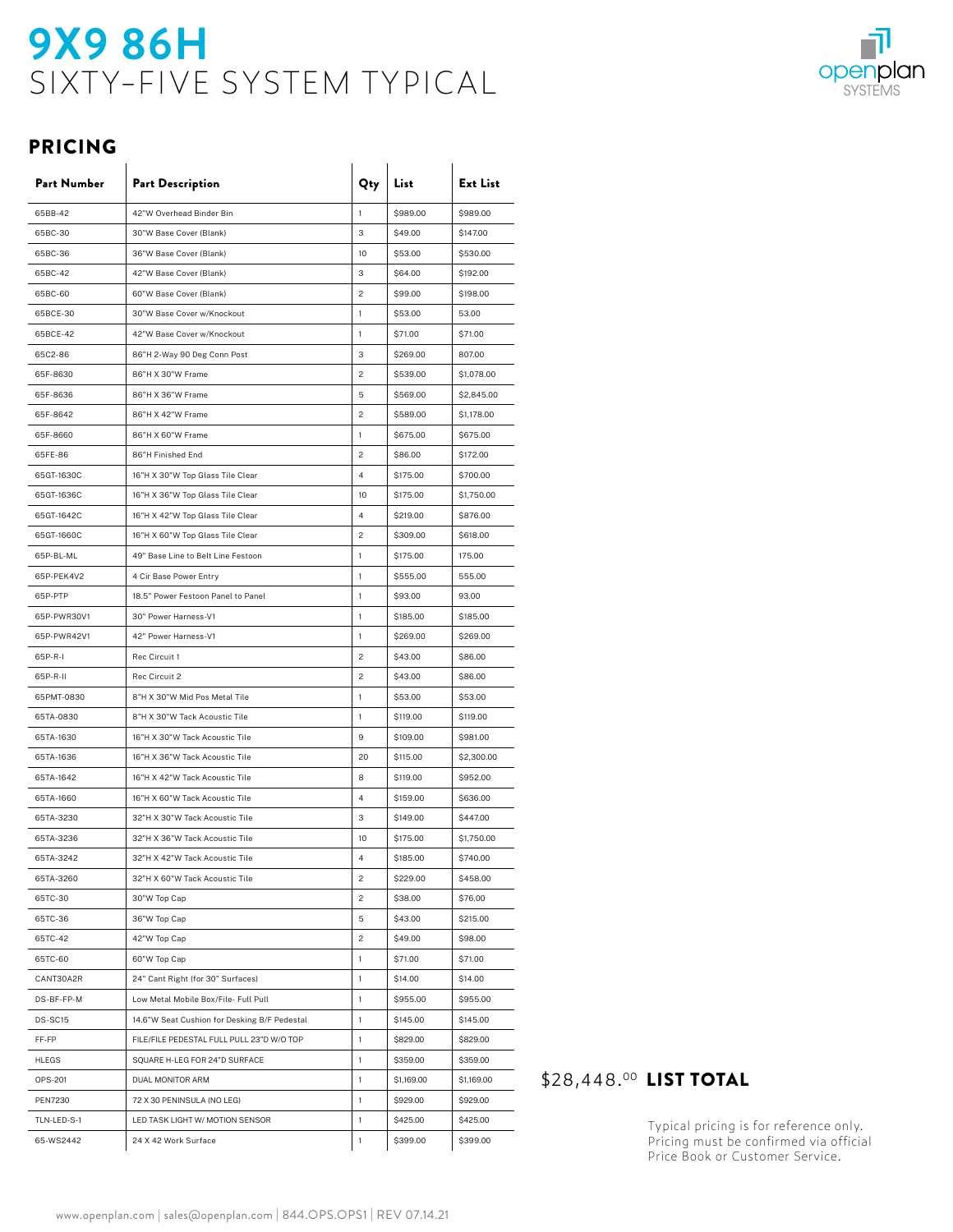# 9X9 86H

## SIXTY-FIVE SYSTEM TYPICAL

openplan SYSTEMS

## PRICING

| Part Number | Part Description | Qty | List | Ext List |
|---|---|---|---|---|
| 65BB-42 | 42"W Overhead Binder Bin | 1 | $989.00 | $989.00 |
| 65BC-30 | 30"W Base Cover (Blank) | 3 | $49.00 | $147.00 |
| 65BC-36 | 36"W Base Cover (Blank) | 10 | $53.00 | $530.00 |
| 65BC-42 | 42"W Base Cover (Blank) | 3 | $64.00 | $192.00 |
| 65BC-60 | 60"W Base Cover (Blank) | 2 | $99.00 | $198.00 |
| 65BCE-30 | 30"W Base Cover w/Knockout | 1 | $53.00 | 53.00 |
| 65BCE-42 | 42"W Base Cover w/Knockout | 1 | $71.00 | $71.00 |
| 65C2-86 | 86"H 2-Way 90 Deg Conn Post | 3 | $269.00 | 807.00 |
| 65F-8630 | 86"H X 30"W Frame | 2 | $539.00 | $1,078.00 |
| 65F-8636 | 86"H X 36"W Frame | 5 | $569.00 | $2,845.00 |
| 65F-8642 | 86"H X 42"W Frame | 2 | $589.00 | $1,178.00 |
| 65F-8660 | 86"H X 60"W Frame | 1 | $675.00 | $675.00 |
| 65FE-86 | 86"H Finished End | 2 | $86.00 | $172.00 |
| 65GT-1630C | 16"H X 30"W Top Glass Tile Clear | 4 | $175.00 | $700.00 |
| 65GT-1636C | 16"H X 36"W Top Glass Tile Clear | 10 | $175.00 | $1,750.00 |
| 65GT-1642C | 16"H X 42"W Top Glass Tile Clear | 4 | $219.00 | $876.00 |
| 65GT-1660C | 16"H X 60"W Top Glass Tile Clear | 2 | $309.00 | $618.00 |
| 65P-BL-ML | 49" Base Line to Belt Line Festoon | 1 | $175.00 | 175.00 |
| 65P-PEK4V2 | 4 Cir Base Power Entry | 1 | $555.00 | 555.00 |
| 65P-PTP | 18.5" Power Festoon Panel to Panel | 1 | $93.00 | 93.00 |
| 65P-PWR30V1 | 30" Power Harness-V1 | 1 | $185.00 | $185.00 |
| 65P-PWR42V1 | 42" Power Harness-V1 | 1 | $269.00 | $269.00 |
| 65P-R-I | Rec Circuit 1 | 2 | $43.00 | $86.00 |
| 65P-R-II | Rec Circuit 2 | 2 | $43.00 | $86.00 |
| 65PMT-0830 | 8"H X 30"W Mid Pos Metal Tile | 1 | $53.00 | $53.00 |
| 65TA-0830 | 8"H X 30"W Tack Acoustic Tile | 1 | $119.00 | $119.00 |
| 65TA-1630 | 16"H X 30"W Tack Acoustic Tile | 9 | $109.00 | $981.00 |
| 65TA-1636 | 16"H X 36"W Tack Acoustic Tile | 20 | $115.00 | $2,300.00 |
| 65TA-1642 | 16"H X 42"W Tack Acoustic Tile | 8 | $119.00 | $952.00 |
| 65TA-1660 | 16"H X 60"W Tack Acoustic Tile | 4 | $159.00 | $636.00 |
| 65TA-3230 | 32"H X 30"W Tack Acoustic Tile | 3 | $149.00 | $447.00 |
| 65TA-3236 | 32"H X 36"W Tack Acoustic Tile | 10 | $175.00 | $1,750.00 |
| 65TA-3242 | 32"H X 42"W Tack Acoustic Tile | 4 | $185.00 | $740.00 |
| 65TA-3260 | 32"H X 60"W Tack Acoustic Tile | 2 | $229.00 | $458.00 |
| 65TC-30 | 30"W Top Cap | 2 | $38.00 | $76.00 |
| 65TC-36 | 36"W Top Cap | 5 | $43.00 | $215.00 |
| 65TC-42 | 42"W Top Cap | 2 | $49.00 | $98.00 |
| 65TC-60 | 60"W Top Cap | 1 | $71.00 | $71.00 |
| CANT30A2R | 24" Cant Right (for 30" Surfaces) | 1 | $14.00 | $14.00 |
| DS-BF-FP-M | Low Metal Mobile Box/File- Full Pull | 1 | $955.00 | $955.00 |
| DS-SC15 | 14.6"W Seat Cushion for Desking B/F Pedestal | 1 | $145.00 | $145.00 |
| FF-FP | FILE/FILE PEDESTAL FULL PULL 23"D W/O TOP | 1 | $829.00 | $829.00 |
| HLEGS | SQUARE H-LEG FOR 24"D SURFACE | 1 | $359.00 | $359.00 |
| OPS-201 | DUAL MONITOR ARM | 1 | $1,169.00 | $1,169.00 |
| PEN7230 | 72 X 30 PENINSULA (NO LEG) | 1 | $929.00 | $929.00 |
| TLN-LED-S-1 | LED TASK LIGHT W/ MOTION SENSOR | 1 | $425.00 | $425.00 |
| 65-WS2442 | 24 X 42 Work Surface | 1 | $399.00 | $399.00 |

$28,448.00 **LIST TOTAL**

Typical pricing is for reference only. Pricing must be confirmed via official Price Book or Customer Service.

www.openplan.com | sales@openplan.com | 844.OPS.OPS1 | REV 07.14.21